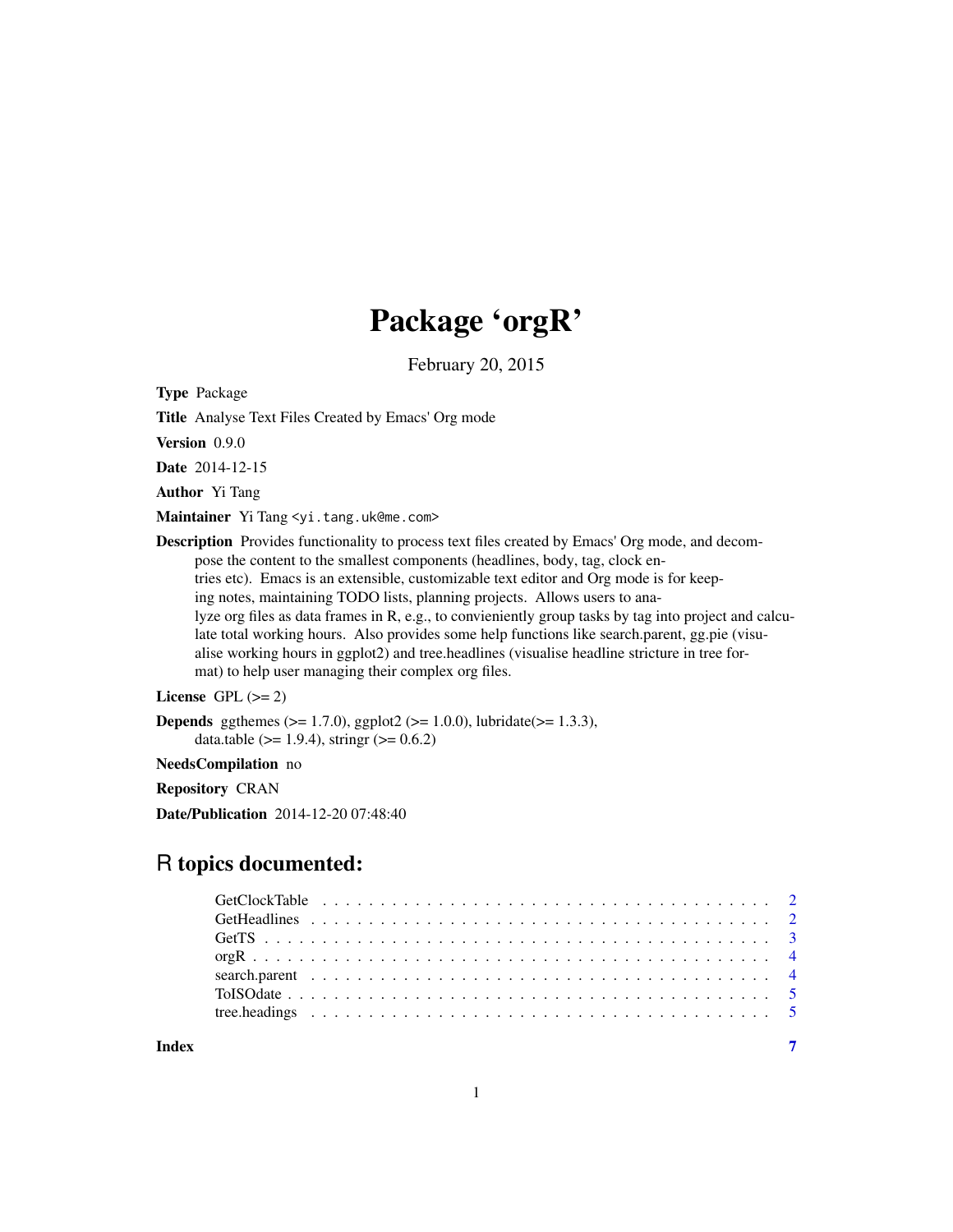# Package 'orgR'

February 20, 2015

**Type** Package

**Title** Analyse Text Files Created by Emacs' Org mode

**Version** 0.9.0

**Date** 2014-12-15

**Author** Yi Tang

**Maintainer** Yi Tang <yi.tang.uk@me.com>

**Description** Provides functionality to process text files created by Emacs' Org mode, and decompose the content to the smallest components (headlines, body, tag, clock entries etc). Emacs is an extensible, customizable text editor and Org mode is for keeping notes, maintaining TODO lists, planning projects. Allows users to analyze org files as data frames in R, e.g., to convieniently group tasks by tag into project and calculate total working hours. Also provides some help functions like search.parent, gg.pie (visualise working hours in ggplot2) and tree.headlines (visualise headline stricture in tree format) to help user managing their complex org files.

**License** GPL (>= 2)

**Depends** ggthemes (>= 1.7.0), ggplot2 (>= 1.0.0), lubridate(>= 1.3.3), data.table (>= 1.9.4), stringr (>= 0.6.2)

**NeedsCompilation** no

**Repository** CRAN

**Date/Publication** 2014-12-20 07:48:40

## R topics documented:

- GetClockTable . . . . . . . . . . . . . . . . . . . . . . . . . . . . . . . . . . . . . 2
- GetHeadlines . . . . . . . . . . . . . . . . . . . . . . . . . . . . . . . . . . . . . . 2
- GetTS . . . . . . . . . . . . . . . . . . . . . . . . . . . . . . . . . . . . . . . . . . 3
- orgR . . . . . . . . . . . . . . . . . . . . . . . . . . . . . . . . . . . . . . . . . . . 4
- search.parent . . . . . . . . . . . . . . . . . . . . . . . . . . . . . . . . . . . . . . 4
- ToISOdate . . . . . . . . . . . . . . . . . . . . . . . . . . . . . . . . . . . . . . . . 5
- tree.headings . . . . . . . . . . . . . . . . . . . . . . . . . . . . . . . . . . . . . . 5

**Index** 7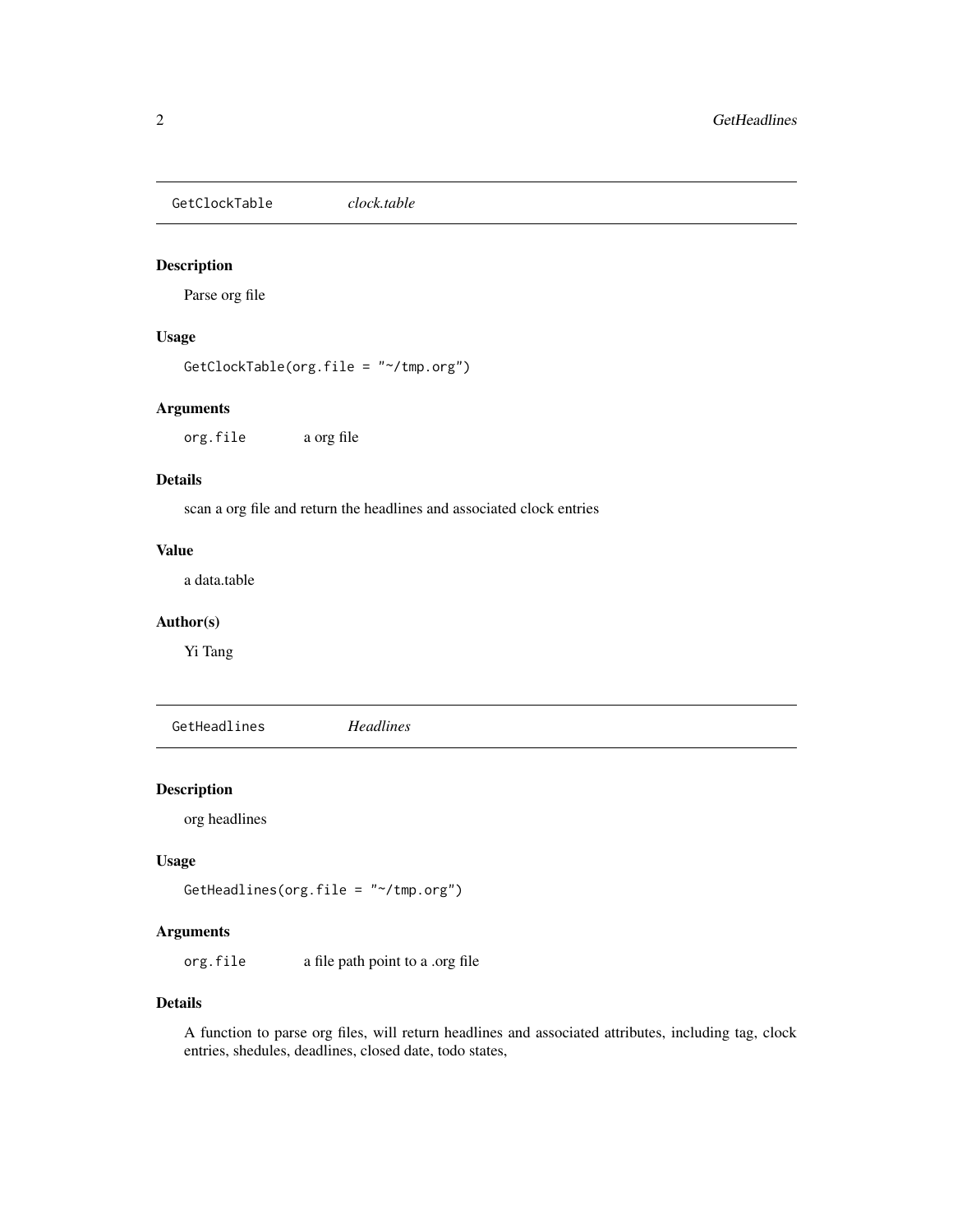## GetClockTable *clock.table*

### Description

Parse org file

### Usage

```
GetClockTable(org.file = "~/tmp.org")
```

### Arguments

`org.file` a org file

### Details

scan a org file and return the headlines and associated clock entries

### Value

a data.table

### Author(s)

Yi Tang

## GetHeadlines *Headlines*

### Description

org headlines

### Usage

```
GetHeadlines(org.file = "~/tmp.org")
```

### Arguments

`org.file` a file path point to a .org file

### Details

A function to parse org files, will return headlines and associated attributes, including tag, clock entries, shedules, deadlines, closed date, todo states,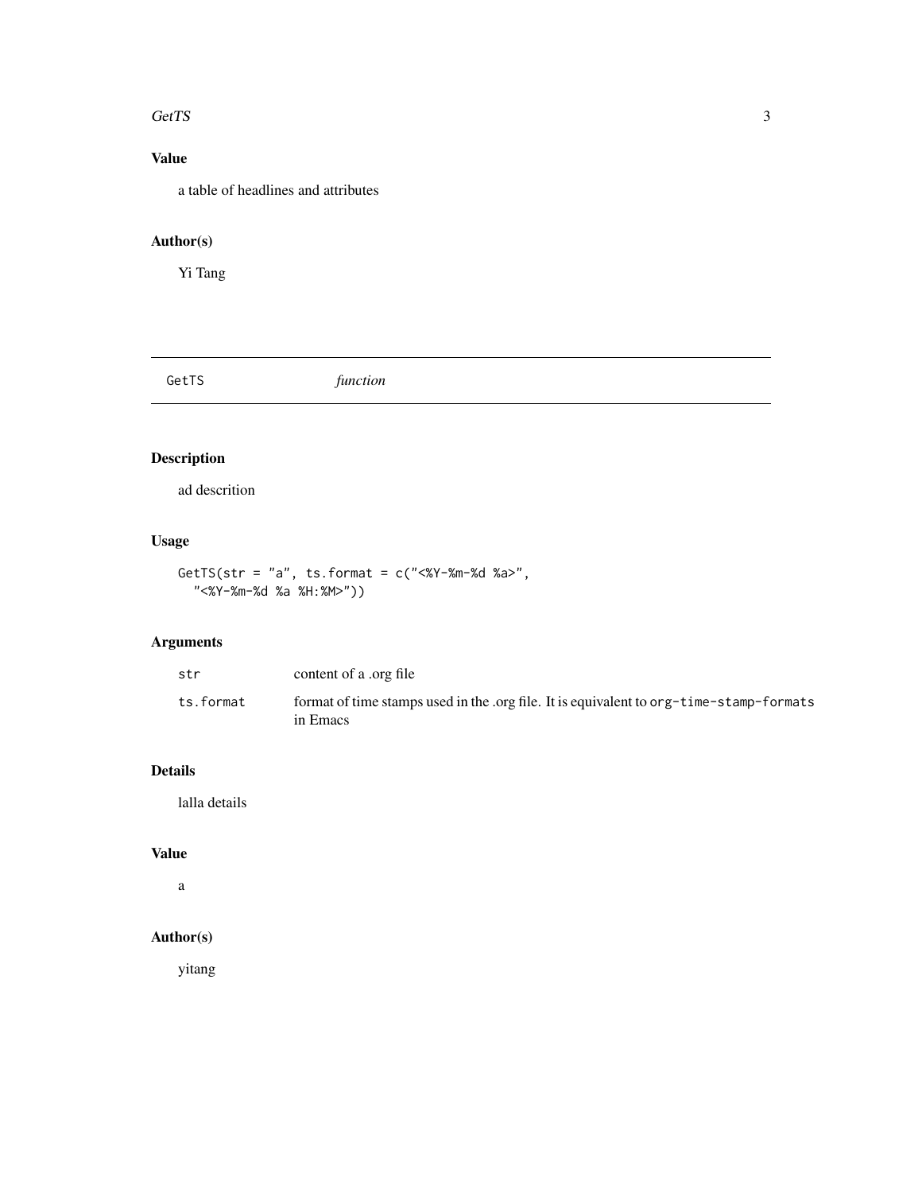### Value

a table of headlines and attributes

### Author(s)

Yi Tang

---

## GetTS *function*

---

### Description

ad descrition

### Usage

```
GetTS(str = "a", ts.format = c("<%Y-%m-%d %a>",
  "<%Y-%m-%d %a %H:%M>"))
```

### Arguments

| | |
|---|---|
| `str` | content of a .org file |
| `ts.format` | format of time stamps used in the .org file. It is equivalent to `org-time-stamp-formats` in Emacs |

### Details

lalla details

### Value

a

### Author(s)

yitang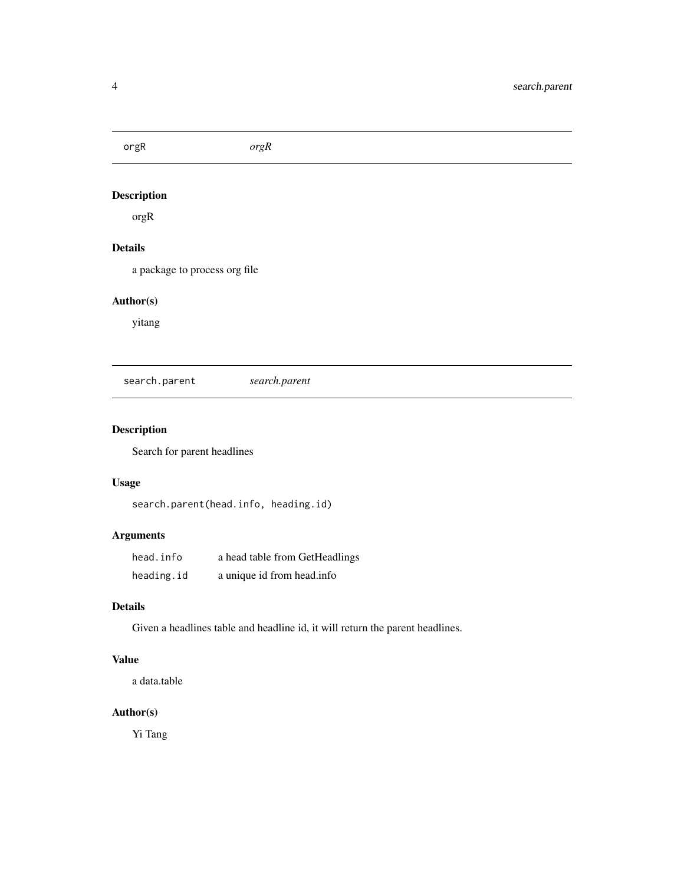## orgR *orgR*

### Description

orgR

### Details

a package to process org file

### Author(s)

yitang

## search.parent *search.parent*

### Description

Search for parent headlines

### Usage

```
search.parent(head.info, heading.id)
```

### Arguments

| | |
|---|---|
| head.info | a head table from GetHeadlings |
| heading.id | a unique id from head.info |

### Details

Given a headlines table and headline id, it will return the parent headlines.

### Value

a data.table

### Author(s)

Yi Tang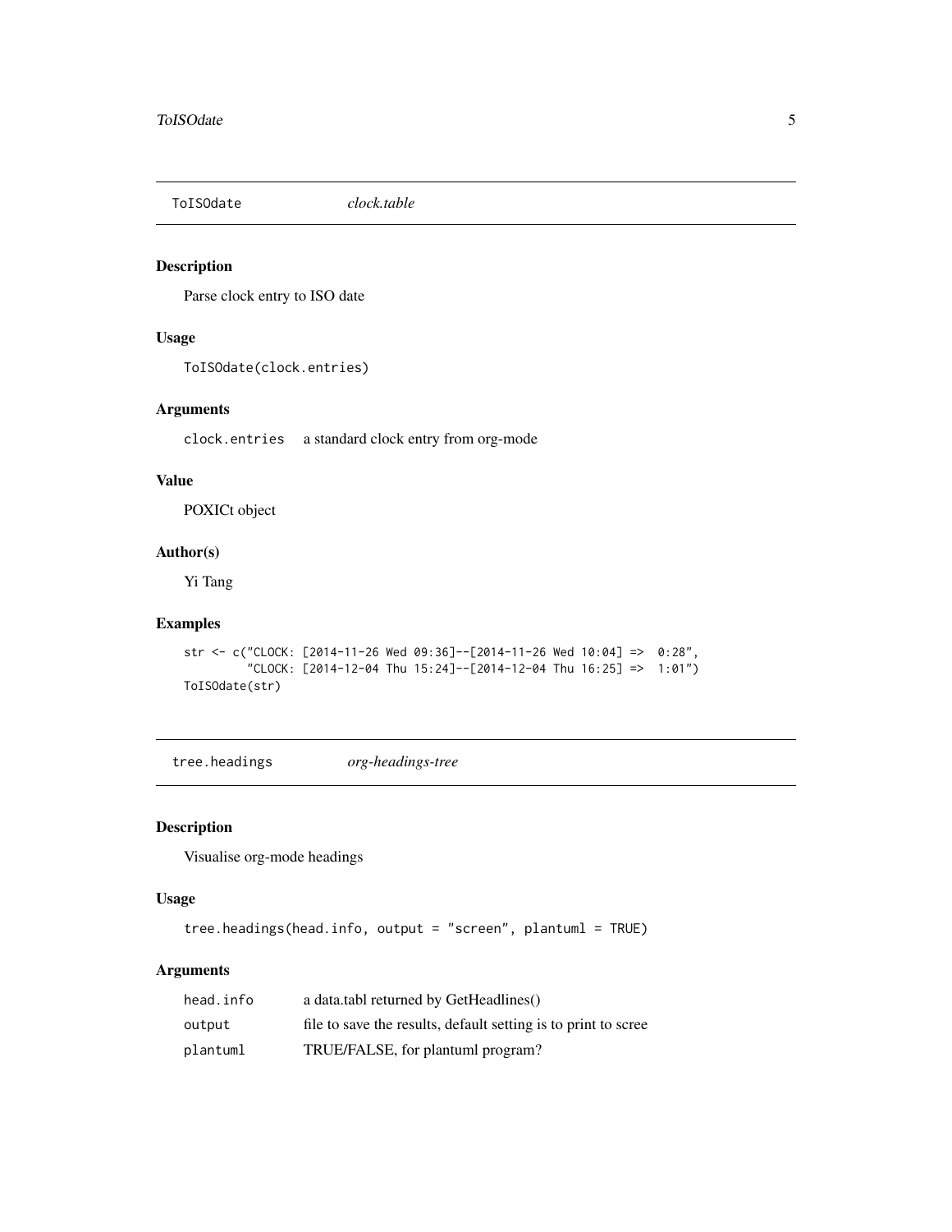## ToISOdate *clock.table*

### Description

Parse clock entry to ISO date

### Usage

```
ToISOdate(clock.entries)
```

### Arguments

| | |
|---|---|
| clock.entries | a standard clock entry from org-mode |

### Value

POXICt object

### Author(s)

Yi Tang

### Examples

```
str <- c("CLOCK: [2014-11-26 Wed 09:36]--[2014-11-26 Wed 10:04] =>  0:28",
         "CLOCK: [2014-12-04 Thu 15:24]--[2014-12-04 Thu 16:25] =>  1:01")
ToISOdate(str)
```

## tree.headings *org-headings-tree*

### Description

Visualise org-mode headings

### Usage

```
tree.headings(head.info, output = "screen", plantuml = TRUE)
```

### Arguments

| | |
|---|---|
| head.info | a data.tabl returned by GetHeadlines() |
| output | file to save the results, default setting is to print to scree |
| plantuml | TRUE/FALSE, for plantuml program? |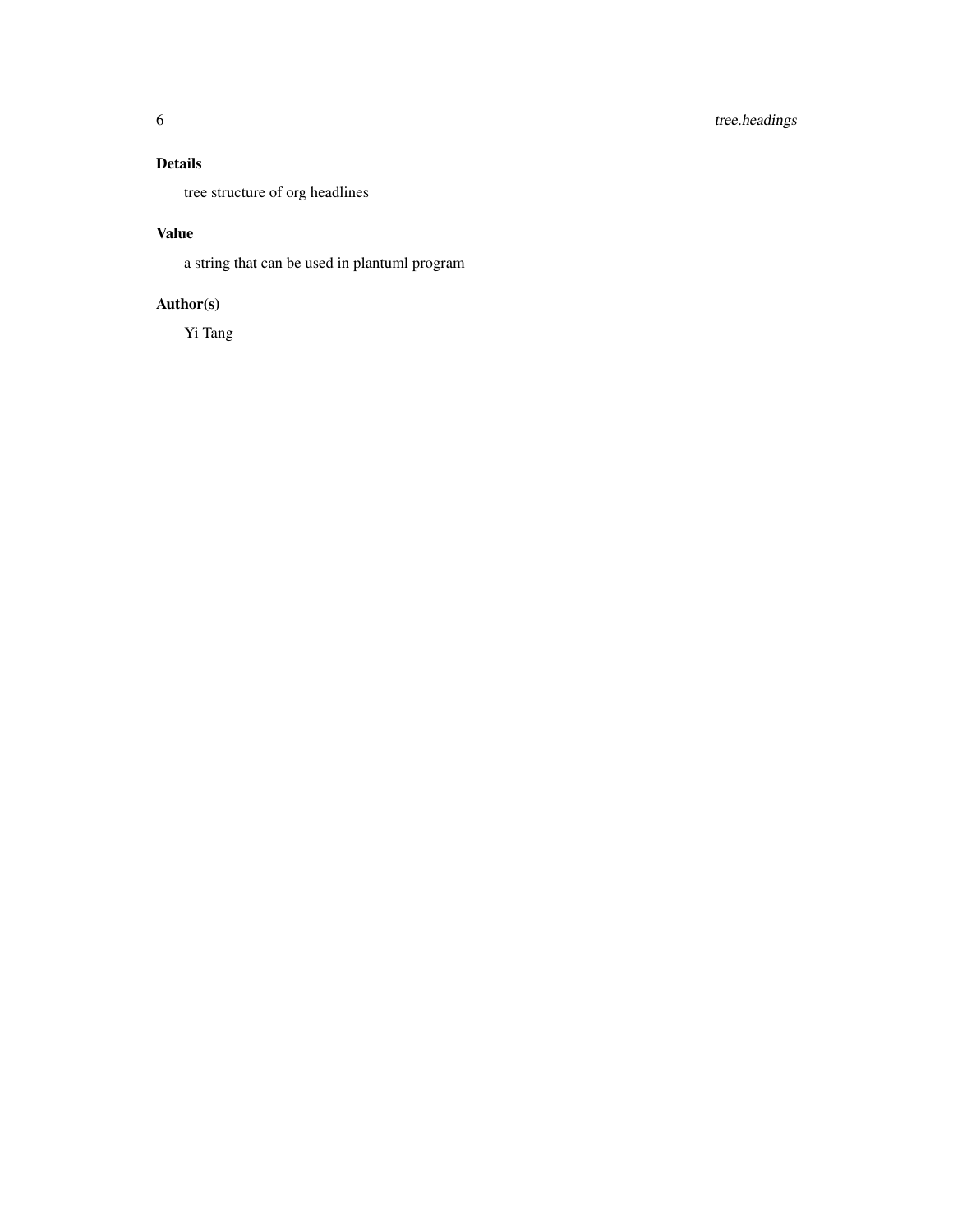### Details

tree structure of org headlines

### Value

a string that can be used in plantuml program

### Author(s)

Yi Tang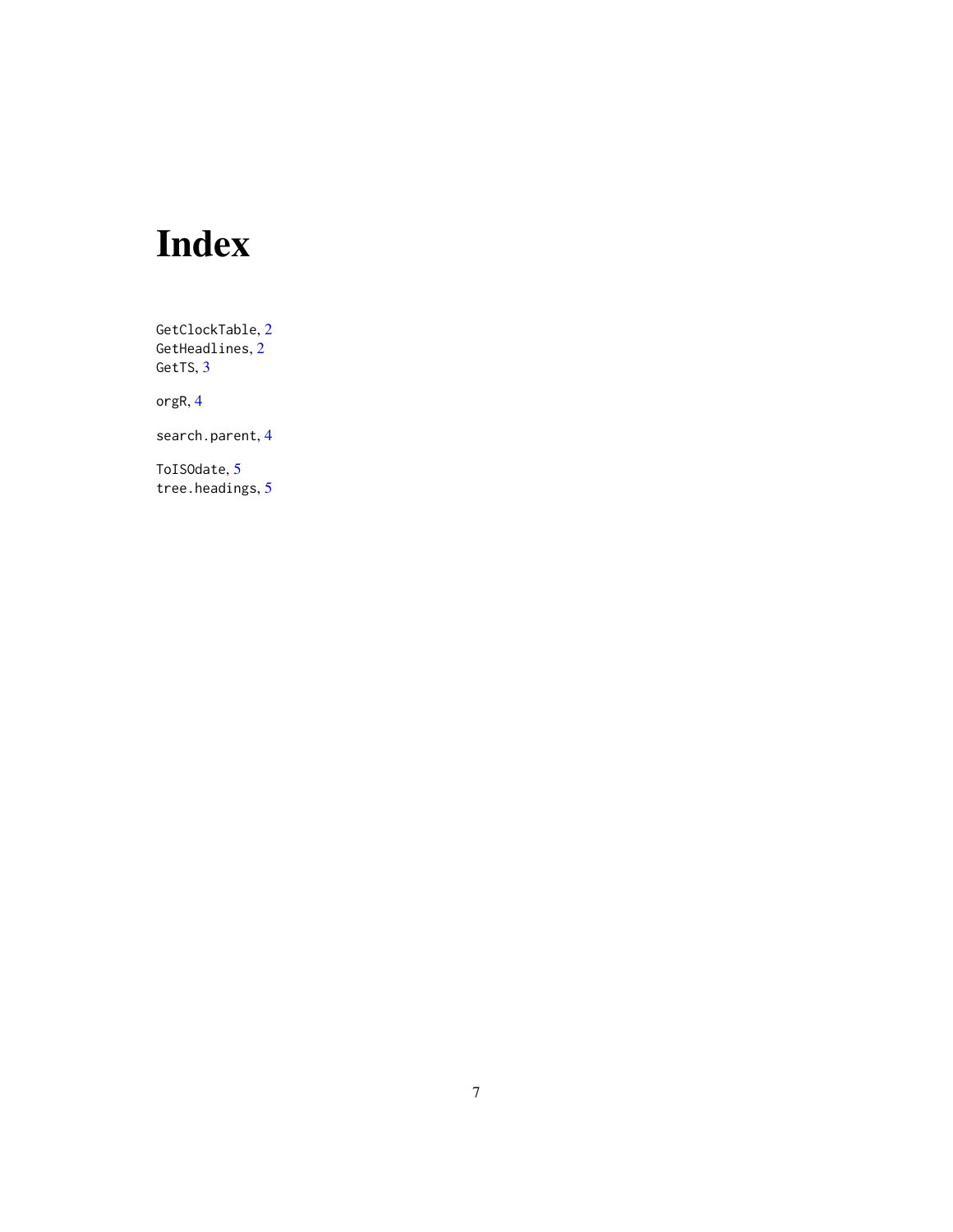# Index

GetClockTable, 2
GetHeadlines, 2
GetTS, 3

orgR, 4

search.parent, 4

ToISOdate, 5
tree.headings, 5